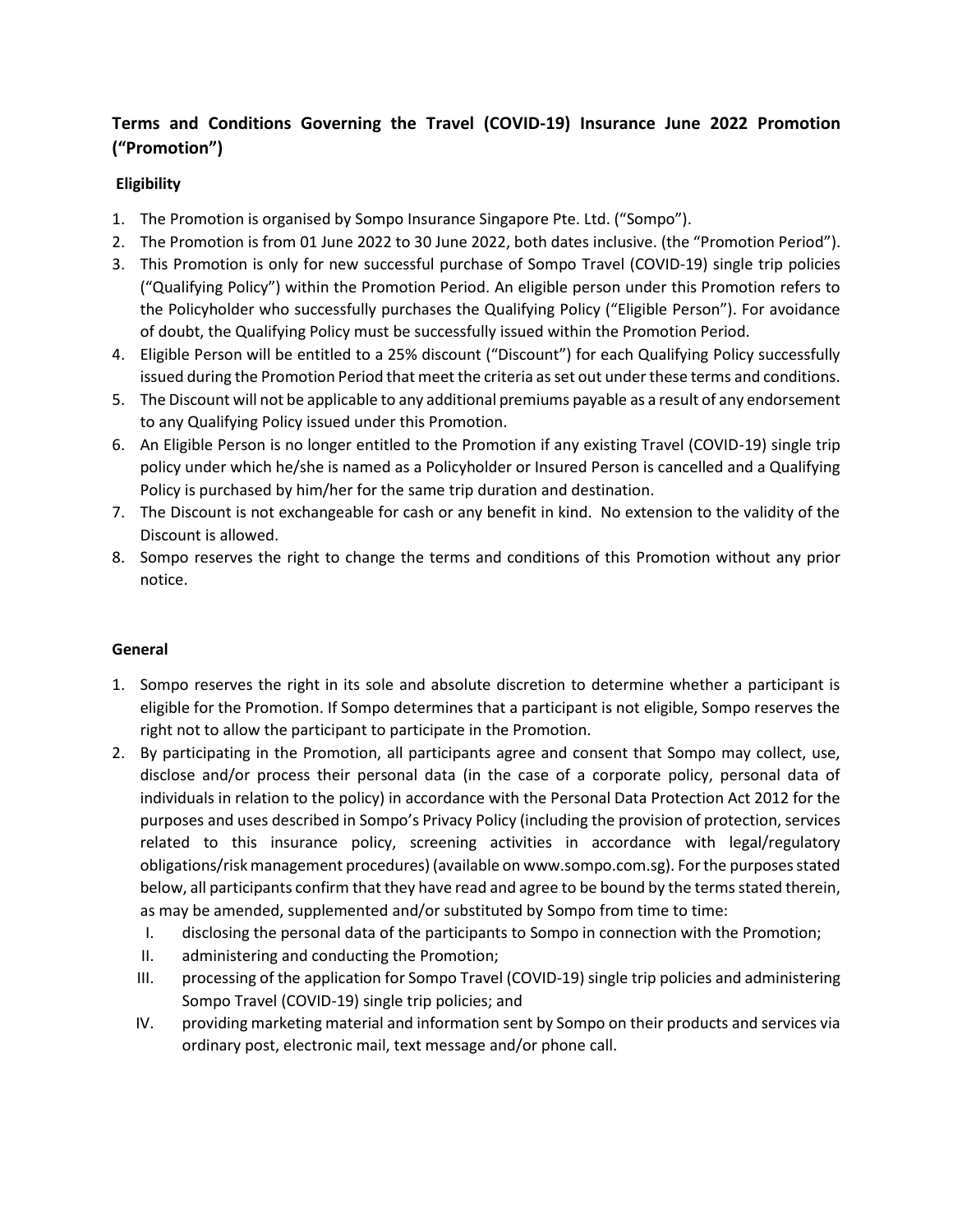# Terms and Conditions Governing the Travel (COVID-19) Insurance June 2022 Promotion ("Promotion")

## Eligibility

1. The Promotion is organised by Sompo Insurance Singapore Pte. Ltd. ("Sompo").
2. The Promotion is from 01 June 2022 to 30 June 2022, both dates inclusive. (the "Promotion Period").
3. This Promotion is only for new successful purchase of Sompo Travel (COVID-19) single trip policies ("Qualifying Policy") within the Promotion Period. An eligible person under this Promotion refers to the Policyholder who successfully purchases the Qualifying Policy ("Eligible Person"). For avoidance of doubt, the Qualifying Policy must be successfully issued within the Promotion Period.
4. Eligible Person will be entitled to a 25% discount ("Discount") for each Qualifying Policy successfully issued during the Promotion Period that meet the criteria as set out under these terms and conditions.
5. The Discount will not be applicable to any additional premiums payable as a result of any endorsement to any Qualifying Policy issued under this Promotion.
6. An Eligible Person is no longer entitled to the Promotion if any existing Travel (COVID-19) single trip policy under which he/she is named as a Policyholder or Insured Person is cancelled and a Qualifying Policy is purchased by him/her for the same trip duration and destination.
7. The Discount is not exchangeable for cash or any benefit in kind. No extension to the validity of the Discount is allowed.
8. Sompo reserves the right to change the terms and conditions of this Promotion without any prior notice.

## General

1. Sompo reserves the right in its sole and absolute discretion to determine whether a participant is eligible for the Promotion. If Sompo determines that a participant is not eligible, Sompo reserves the right not to allow the participant to participate in the Promotion.
2. By participating in the Promotion, all participants agree and consent that Sompo may collect, use, disclose and/or process their personal data (in the case of a corporate policy, personal data of individuals in relation to the policy) in accordance with the Personal Data Protection Act 2012 for the purposes and uses described in Sompo's Privacy Policy (including the provision of protection, services related to this insurance policy, screening activities in accordance with legal/regulatory obligations/risk management procedures) (available on www.sompo.com.sg). For the purposes stated below, all participants confirm that they have read and agree to be bound by the terms stated therein, as may be amended, supplemented and/or substituted by Sompo from time to time:
   I. disclosing the personal data of the participants to Sompo in connection with the Promotion;
   II. administering and conducting the Promotion;
   III. processing of the application for Sompo Travel (COVID-19) single trip policies and administering Sompo Travel (COVID-19) single trip policies; and
   IV. providing marketing material and information sent by Sompo on their products and services via ordinary post, electronic mail, text message and/or phone call.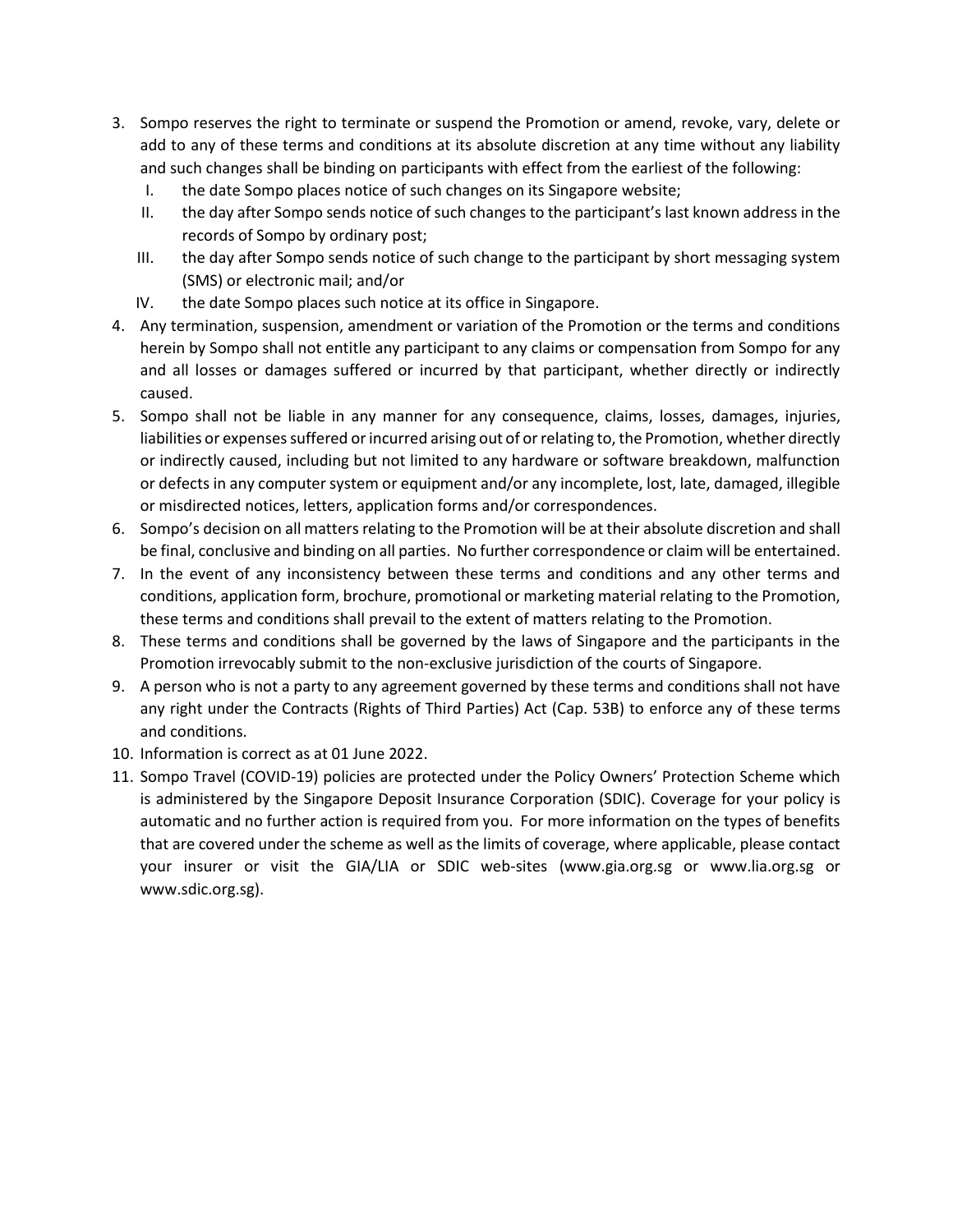3. Sompo reserves the right to terminate or suspend the Promotion or amend, revoke, vary, delete or add to any of these terms and conditions at its absolute discretion at any time without any liability and such changes shall be binding on participants with effect from the earliest of the following:
   I. the date Sompo places notice of such changes on its Singapore website;
   II. the day after Sompo sends notice of such changes to the participant's last known address in the records of Sompo by ordinary post;
   III. the day after Sompo sends notice of such change to the participant by short messaging system (SMS) or electronic mail; and/or
   IV. the date Sompo places such notice at its office in Singapore.
4. Any termination, suspension, amendment or variation of the Promotion or the terms and conditions herein by Sompo shall not entitle any participant to any claims or compensation from Sompo for any and all losses or damages suffered or incurred by that participant, whether directly or indirectly caused.
5. Sompo shall not be liable in any manner for any consequence, claims, losses, damages, injuries, liabilities or expenses suffered or incurred arising out of or relating to, the Promotion, whether directly or indirectly caused, including but not limited to any hardware or software breakdown, malfunction or defects in any computer system or equipment and/or any incomplete, lost, late, damaged, illegible or misdirected notices, letters, application forms and/or correspondences.
6. Sompo's decision on all matters relating to the Promotion will be at their absolute discretion and shall be final, conclusive and binding on all parties. No further correspondence or claim will be entertained.
7. In the event of any inconsistency between these terms and conditions and any other terms and conditions, application form, brochure, promotional or marketing material relating to the Promotion, these terms and conditions shall prevail to the extent of matters relating to the Promotion.
8. These terms and conditions shall be governed by the laws of Singapore and the participants in the Promotion irrevocably submit to the non-exclusive jurisdiction of the courts of Singapore.
9. A person who is not a party to any agreement governed by these terms and conditions shall not have any right under the Contracts (Rights of Third Parties) Act (Cap. 53B) to enforce any of these terms and conditions.
10. Information is correct as at 01 June 2022.
11. Sompo Travel (COVID-19) policies are protected under the Policy Owners' Protection Scheme which is administered by the Singapore Deposit Insurance Corporation (SDIC). Coverage for your policy is automatic and no further action is required from you. For more information on the types of benefits that are covered under the scheme as well as the limits of coverage, where applicable, please contact your insurer or visit the GIA/LIA or SDIC web-sites (www.gia.org.sg or www.lia.org.sg or www.sdic.org.sg).